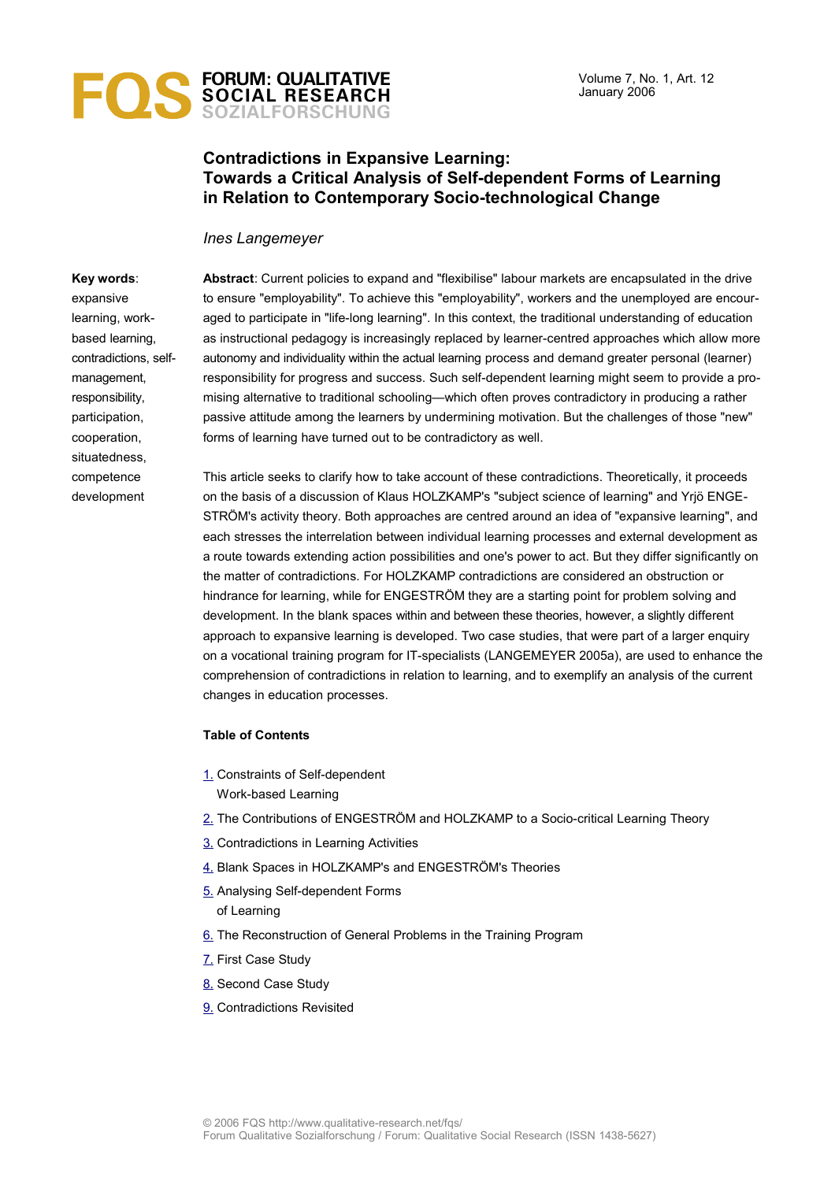# Contradictions in Expansive Learning: Towards a Critical Analysis of Self-dependent Forms of Learning in Relation to Contemporary Socio-technological Change

*Ines Langemeyer*

**Key words**: expansive learning, work-based learning, contradictions, self-management, responsibility, participation, cooperation, situatedness, competence development

**Abstract**: Current policies to expand and "flexibilise" labour markets are encapsulated in the drive to ensure "employability". To achieve this "employability", workers and the unemployed are encouraged to participate in "life-long learning". In this context, the traditional understanding of education as instructional pedagogy is increasingly replaced by learner-centred approaches which allow more autonomy and individuality within the actual learning process and demand greater personal (learner) responsibility for progress and success. Such self-dependent learning might seem to provide a promising alternative to traditional schooling—which often proves contradictory in producing a rather passive attitude among the learners by undermining motivation. But the challenges of those "new" forms of learning have turned out to be contradictory as well.

This article seeks to clarify how to take account of these contradictions. Theoretically, it proceeds on the basis of a discussion of Klaus HOLZKAMP's "subject science of learning" and Yrjö ENGESTRÖM's activity theory. Both approaches are centred around an idea of "expansive learning", and each stresses the interrelation between individual learning processes and external development as a route towards extending action possibilities and one's power to act. But they differ significantly on the matter of contradictions. For HOLZKAMP contradictions are considered an obstruction or hindrance for learning, while for ENGESTRÖM they are a starting point for problem solving and development. In the blank spaces within and between these theories, however, a slightly different approach to expansive learning is developed. Two case studies, that were part of a larger enquiry on a vocational training program for IT-specialists (LANGEMEYER 2005a), are used to enhance the comprehension of contradictions in relation to learning, and to exemplify an analysis of the current changes in education processes.

**Table of Contents**

1. Constraints of Self-dependent Work-based Learning
2. The Contributions of ENGESTRÖM and HOLZKAMP to a Socio-critical Learning Theory
3. Contradictions in Learning Activities
4. Blank Spaces in HOLZKAMP's and ENGESTRÖM's Theories
5. Analysing Self-dependent Forms of Learning
6. The Reconstruction of General Problems in the Training Program
7. First Case Study
8. Second Case Study
9. Contradictions Revisited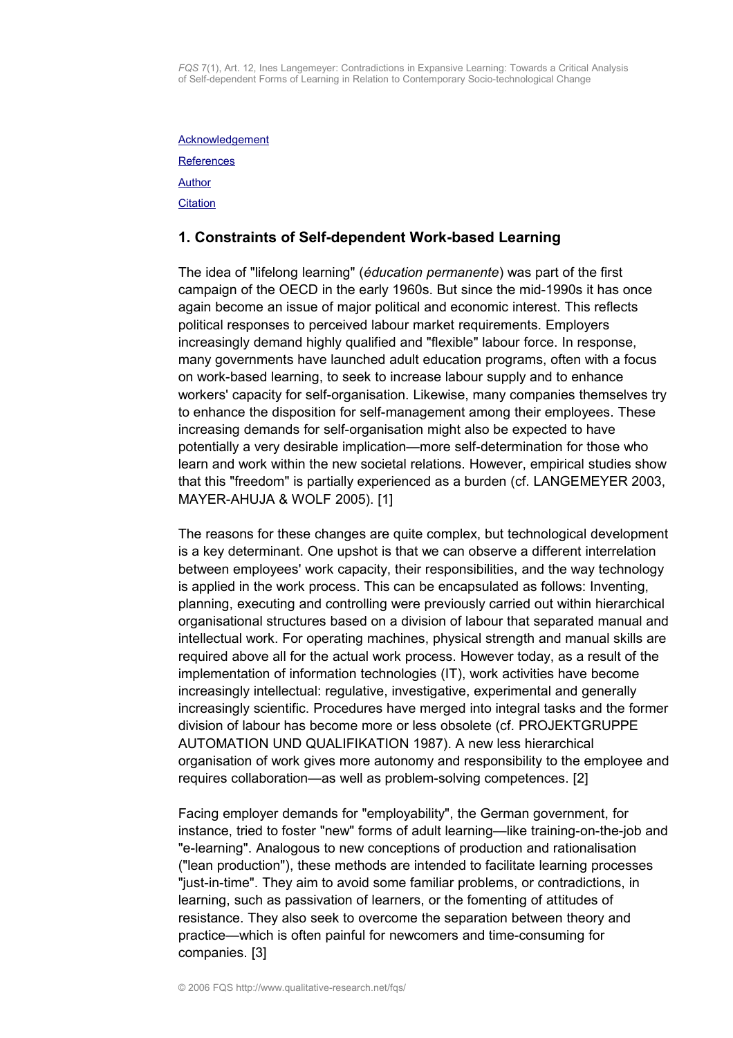Acknowledgement

References

Author

Citation

## 1. Constraints of Self-dependent Work-based Learning

The idea of "lifelong learning" (*éducation permanente*) was part of the first campaign of the OECD in the early 1960s. But since the mid-1990s it has once again become an issue of major political and economic interest. This reflects political responses to perceived labour market requirements. Employers increasingly demand highly qualified and "flexible" labour force. In response, many governments have launched adult education programs, often with a focus on work-based learning, to seek to increase labour supply and to enhance workers' capacity for self-organisation. Likewise, many companies themselves try to enhance the disposition for self-management among their employees. These increasing demands for self-organisation might also be expected to have potentially a very desirable implication—more self-determination for those who learn and work within the new societal relations. However, empirical studies show that this "freedom" is partially experienced as a burden (cf. LANGEMEYER 2003, MAYER-AHUJA & WOLF 2005). [1]

The reasons for these changes are quite complex, but technological development is a key determinant. One upshot is that we can observe a different interrelation between employees' work capacity, their responsibilities, and the way technology is applied in the work process. This can be encapsulated as follows: Inventing, planning, executing and controlling were previously carried out within hierarchical organisational structures based on a division of labour that separated manual and intellectual work. For operating machines, physical strength and manual skills are required above all for the actual work process. However today, as a result of the implementation of information technologies (IT), work activities have become increasingly intellectual: regulative, investigative, experimental and generally increasingly scientific. Procedures have merged into integral tasks and the former division of labour has become more or less obsolete (cf. PROJEKTGRUPPE AUTOMATION UND QUALIFIKATION 1987). A new less hierarchical organisation of work gives more autonomy and responsibility to the employee and requires collaboration—as well as problem-solving competences. [2]

Facing employer demands for "employability", the German government, for instance, tried to foster "new" forms of adult learning—like training-on-the-job and "e-learning". Analogous to new conceptions of production and rationalisation ("lean production"), these methods are intended to facilitate learning processes "just-in-time". They aim to avoid some familiar problems, or contradictions, in learning, such as passivation of learners, or the fomenting of attitudes of resistance. They also seek to overcome the separation between theory and practice—which is often painful for newcomers and time-consuming for companies. [3]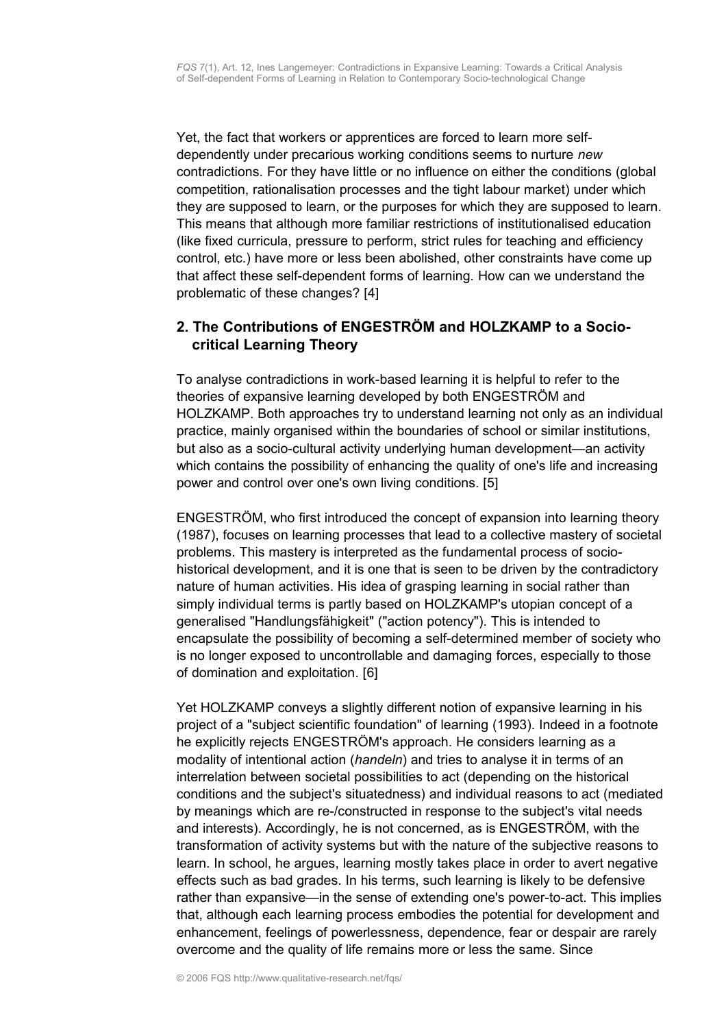Yet, the fact that workers or apprentices are forced to learn more self-dependently under precarious working conditions seems to nurture *new* contradictions. For they have little or no influence on either the conditions (global competition, rationalisation processes and the tight labour market) under which they are supposed to learn, or the purposes for which they are supposed to learn. This means that although more familiar restrictions of institutionalised education (like fixed curricula, pressure to perform, strict rules for teaching and efficiency control, etc.) have more or less been abolished, other constraints have come up that affect these self-dependent forms of learning. How can we understand the problematic of these changes? [4]

## 2. The Contributions of ENGESTRÖM and HOLZKAMP to a Socio-critical Learning Theory

To analyse contradictions in work-based learning it is helpful to refer to the theories of expansive learning developed by both ENGESTRÖM and HOLZKAMP. Both approaches try to understand learning not only as an individual practice, mainly organised within the boundaries of school or similar institutions, but also as a socio-cultural activity underlying human development—an activity which contains the possibility of enhancing the quality of one's life and increasing power and control over one's own living conditions. [5]

ENGESTRÖM, who first introduced the concept of expansion into learning theory (1987), focuses on learning processes that lead to a collective mastery of societal problems. This mastery is interpreted as the fundamental process of socio-historical development, and it is one that is seen to be driven by the contradictory nature of human activities. His idea of grasping learning in social rather than simply individual terms is partly based on HOLZKAMP's utopian concept of a generalised "Handlungsfähigkeit" ("action potency"). This is intended to encapsulate the possibility of becoming a self-determined member of society who is no longer exposed to uncontrollable and damaging forces, especially to those of domination and exploitation. [6]

Yet HOLZKAMP conveys a slightly different notion of expansive learning in his project of a "subject scientific foundation" of learning (1993). Indeed in a footnote he explicitly rejects ENGESTRÖM's approach. He considers learning as a modality of intentional action (*handeln*) and tries to analyse it in terms of an interrelation between societal possibilities to act (depending on the historical conditions and the subject's situatedness) and individual reasons to act (mediated by meanings which are re-/constructed in response to the subject's vital needs and interests). Accordingly, he is not concerned, as is ENGESTRÖM, with the transformation of activity systems but with the nature of the subjective reasons to learn. In school, he argues, learning mostly takes place in order to avert negative effects such as bad grades. In his terms, such learning is likely to be defensive rather than expansive—in the sense of extending one's power-to-act. This implies that, although each learning process embodies the potential for development and enhancement, feelings of powerlessness, dependence, fear or despair are rarely overcome and the quality of life remains more or less the same. Since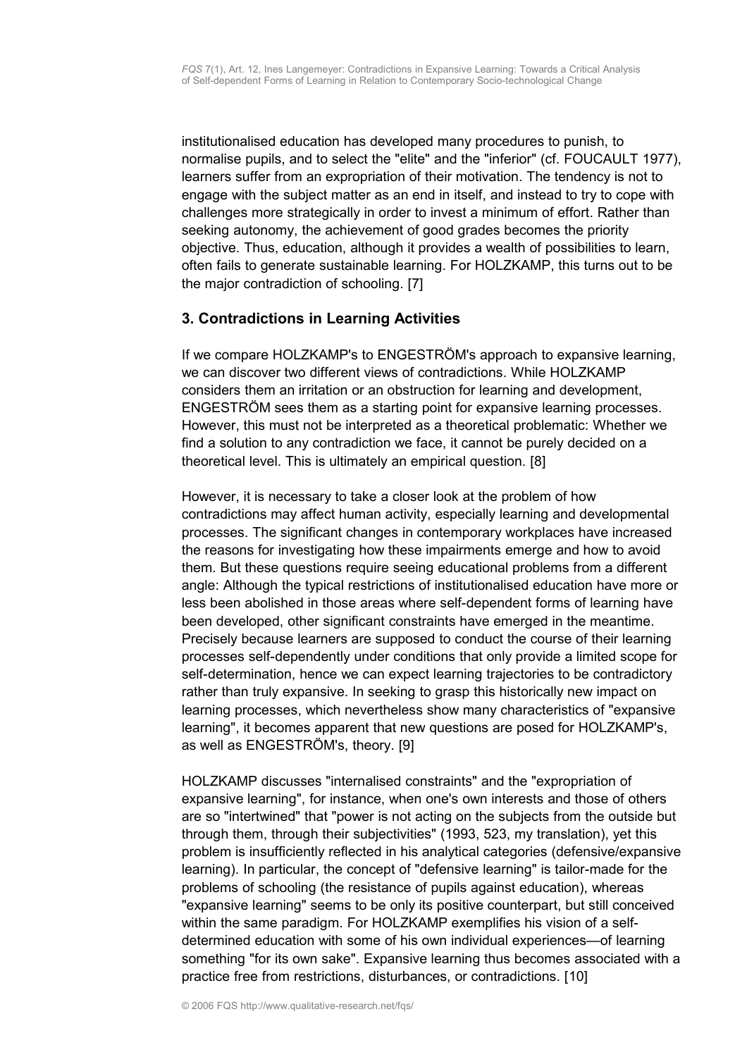institutionalised education has developed many procedures to punish, to normalise pupils, and to select the "elite" and the "inferior" (cf. FOUCAULT 1977), learners suffer from an expropriation of their motivation. The tendency is not to engage with the subject matter as an end in itself, and instead to try to cope with challenges more strategically in order to invest a minimum of effort. Rather than seeking autonomy, the achievement of good grades becomes the priority objective. Thus, education, although it provides a wealth of possibilities to learn, often fails to generate sustainable learning. For HOLZKAMP, this turns out to be the major contradiction of schooling. [7]

## 3. Contradictions in Learning Activities

If we compare HOLZKAMP's to ENGESTRÖM's approach to expansive learning, we can discover two different views of contradictions. While HOLZKAMP considers them an irritation or an obstruction for learning and development, ENGESTRÖM sees them as a starting point for expansive learning processes. However, this must not be interpreted as a theoretical problematic: Whether we find a solution to any contradiction we face, it cannot be purely decided on a theoretical level. This is ultimately an empirical question. [8]

However, it is necessary to take a closer look at the problem of how contradictions may affect human activity, especially learning and developmental processes. The significant changes in contemporary workplaces have increased the reasons for investigating how these impairments emerge and how to avoid them. But these questions require seeing educational problems from a different angle: Although the typical restrictions of institutionalised education have more or less been abolished in those areas where self-dependent forms of learning have been developed, other significant constraints have emerged in the meantime. Precisely because learners are supposed to conduct the course of their learning processes self-dependently under conditions that only provide a limited scope for self-determination, hence we can expect learning trajectories to be contradictory rather than truly expansive. In seeking to grasp this historically new impact on learning processes, which nevertheless show many characteristics of "expansive learning", it becomes apparent that new questions are posed for HOLZKAMP's, as well as ENGESTRÖM's, theory. [9]

HOLZKAMP discusses "internalised constraints" and the "expropriation of expansive learning", for instance, when one's own interests and those of others are so "intertwined" that "power is not acting on the subjects from the outside but through them, through their subjectivities" (1993, 523, my translation), yet this problem is insufficiently reflected in his analytical categories (defensive/expansive learning). In particular, the concept of "defensive learning" is tailor-made for the problems of schooling (the resistance of pupils against education), whereas "expansive learning" seems to be only its positive counterpart, but still conceived within the same paradigm. For HOLZKAMP exemplifies his vision of a self-determined education with some of his own individual experiences—of learning something "for its own sake". Expansive learning thus becomes associated with a practice free from restrictions, disturbances, or contradictions. [10]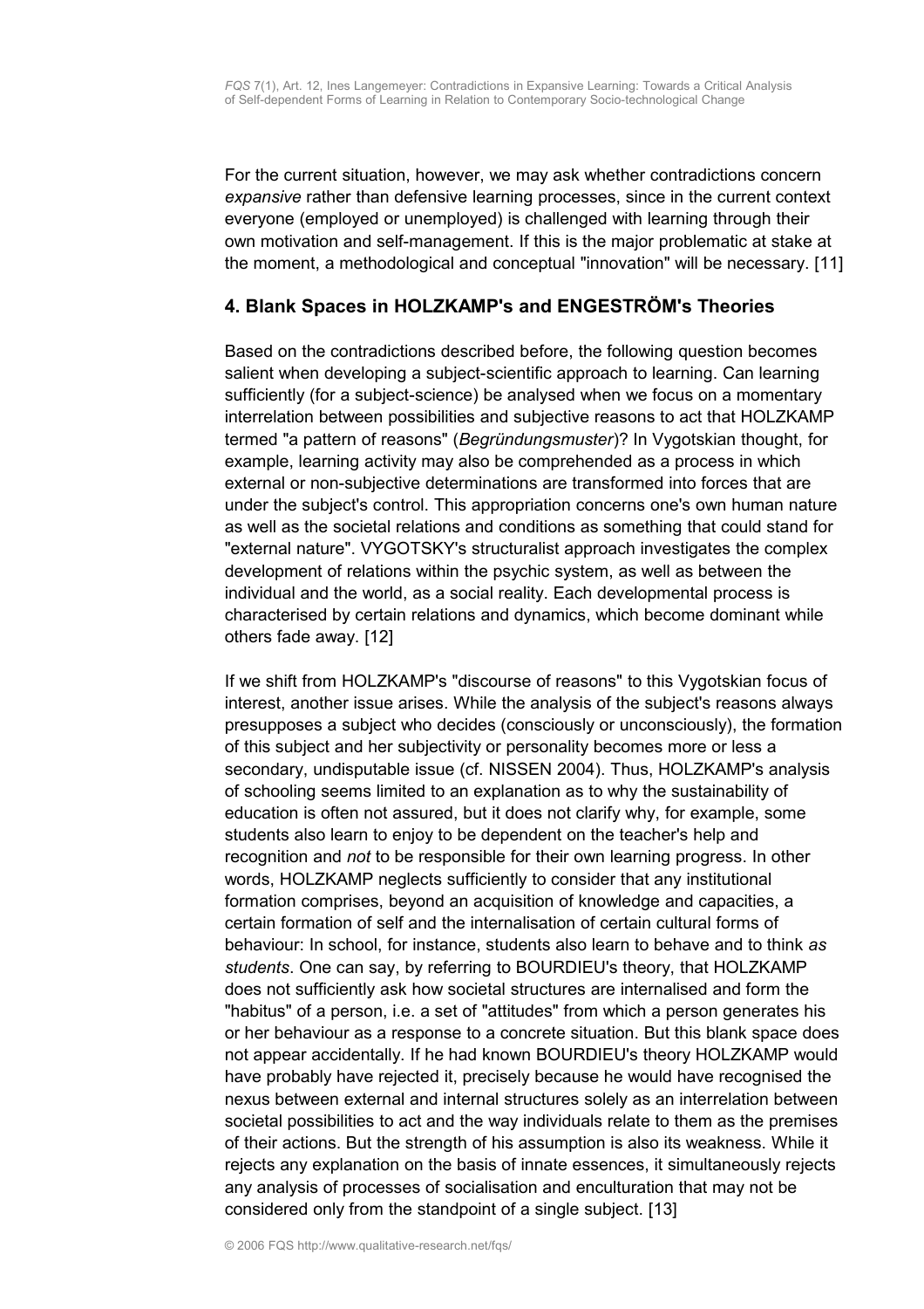For the current situation, however, we may ask whether contradictions concern *expansive* rather than defensive learning processes, since in the current context everyone (employed or unemployed) is challenged with learning through their own motivation and self-management. If this is the major problematic at stake at the moment, a methodological and conceptual "innovation" will be necessary. [11]

## 4. Blank Spaces in HOLZKAMP's and ENGESTRÖM's Theories

Based on the contradictions described before, the following question becomes salient when developing a subject-scientific approach to learning. Can learning sufficiently (for a subject-science) be analysed when we focus on a momentary interrelation between possibilities and subjective reasons to act that HOLZKAMP termed "a pattern of reasons" (*Begründungsmuster*)? In Vygotskian thought, for example, learning activity may also be comprehended as a process in which external or non-subjective determinations are transformed into forces that are under the subject's control. This appropriation concerns one's own human nature as well as the societal relations and conditions as something that could stand for "external nature". VYGOTSKY's structuralist approach investigates the complex development of relations within the psychic system, as well as between the individual and the world, as a social reality. Each developmental process is characterised by certain relations and dynamics, which become dominant while others fade away. [12]

If we shift from HOLZKAMP's "discourse of reasons" to this Vygotskian focus of interest, another issue arises. While the analysis of the subject's reasons always presupposes a subject who decides (consciously or unconsciously), the formation of this subject and her subjectivity or personality becomes more or less a secondary, undisputable issue (cf. NISSEN 2004). Thus, HOLZKAMP's analysis of schooling seems limited to an explanation as to why the sustainability of education is often not assured, but it does not clarify why, for example, some students also learn to enjoy to be dependent on the teacher's help and recognition and *not* to be responsible for their own learning progress. In other words, HOLZKAMP neglects sufficiently to consider that any institutional formation comprises, beyond an acquisition of knowledge and capacities, a certain formation of self and the internalisation of certain cultural forms of behaviour: In school, for instance, students also learn to behave and to think *as students*. One can say, by referring to BOURDIEU's theory, that HOLZKAMP does not sufficiently ask how societal structures are internalised and form the "habitus" of a person, i.e. a set of "attitudes" from which a person generates his or her behaviour as a response to a concrete situation. But this blank space does not appear accidentally. If he had known BOURDIEU's theory HOLZKAMP would have probably have rejected it, precisely because he would have recognised the nexus between external and internal structures solely as an interrelation between societal possibilities to act and the way individuals relate to them as the premises of their actions. But the strength of his assumption is also its weakness. While it rejects any explanation on the basis of innate essences, it simultaneously rejects any analysis of processes of socialisation and enculturation that may not be considered only from the standpoint of a single subject. [13]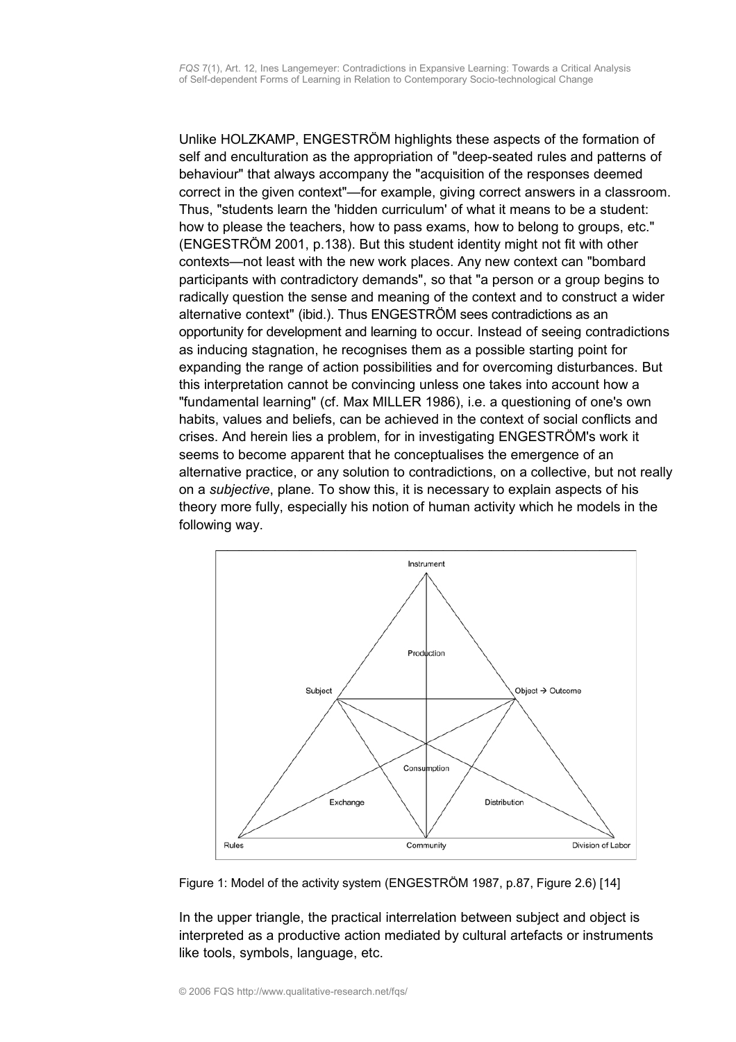Unlike HOLZKAMP, ENGESTRÖM highlights these aspects of the formation of self and enculturation as the appropriation of "deep-seated rules and patterns of behaviour" that always accompany the "acquisition of the responses deemed correct in the given context"—for example, giving correct answers in a classroom. Thus, "students learn the 'hidden curriculum' of what it means to be a student: how to please the teachers, how to pass exams, how to belong to groups, etc." (ENGESTRÖM 2001, p.138). But this student identity might not fit with other contexts—not least with the new work places. Any new context can "bombard participants with contradictory demands", so that "a person or a group begins to radically question the sense and meaning of the context and to construct a wider alternative context" (ibid.). Thus ENGESTRÖM sees contradictions as an opportunity for development and learning to occur. Instead of seeing contradictions as inducing stagnation, he recognises them as a possible starting point for expanding the range of action possibilities and for overcoming disturbances. But this interpretation cannot be convincing unless one takes into account how a "fundamental learning" (cf. Max MILLER 1986), i.e. a questioning of one's own habits, values and beliefs, can be achieved in the context of social conflicts and crises. And herein lies a problem, for in investigating ENGESTRÖM's work it seems to become apparent that he conceptualises the emergence of an alternative practice, or any solution to contradictions, on a collective, but not really on a *subjective*, plane. To show this, it is necessary to explain aspects of his theory more fully, especially his notion of human activity which he models in the following way.

Figure 1: Model of the activity system (ENGESTRÖM 1987, p.87, Figure 2.6) [14]

In the upper triangle, the practical interrelation between subject and object is interpreted as a productive action mediated by cultural artefacts or instruments like tools, symbols, language, etc.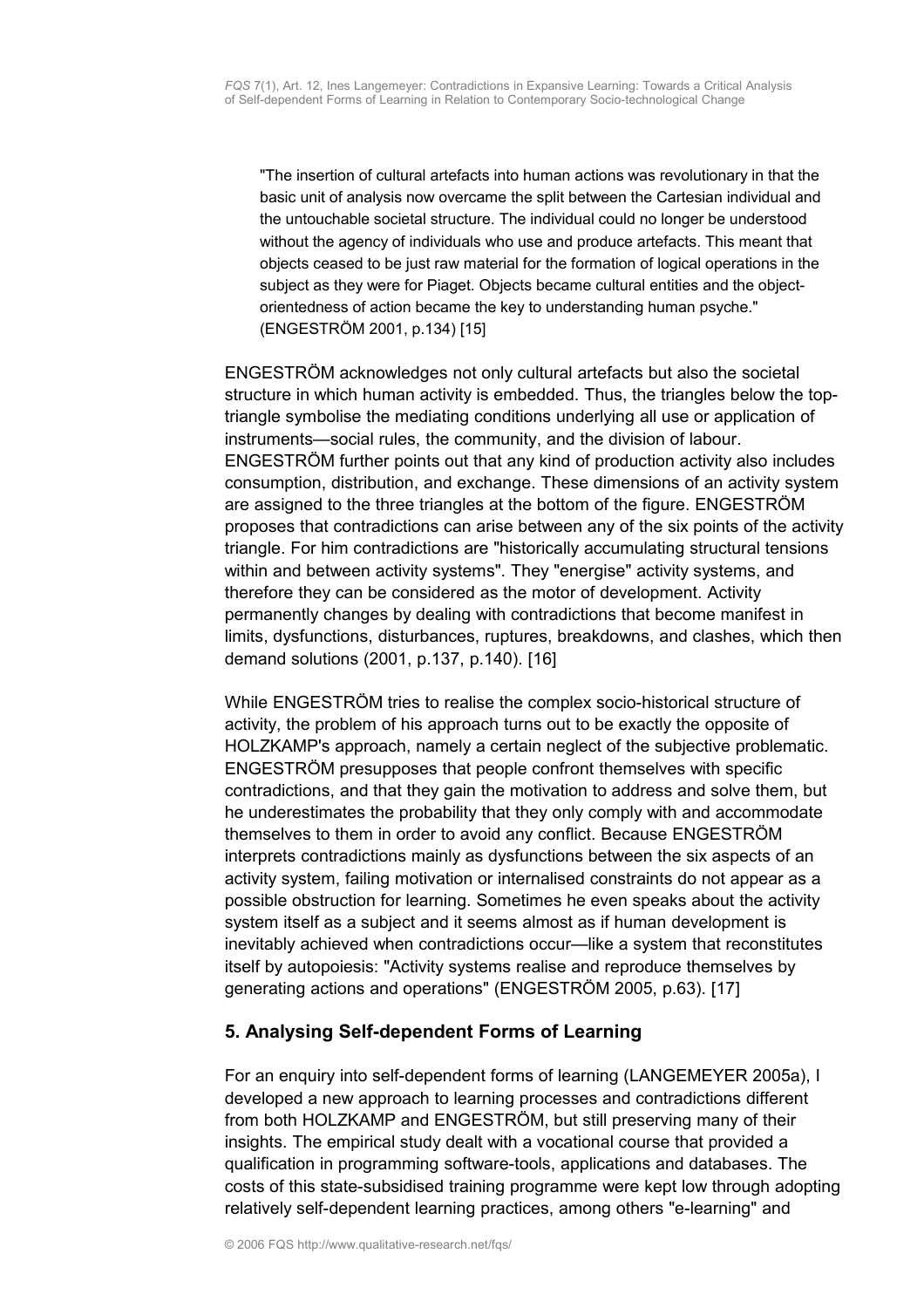> "The insertion of cultural artefacts into human actions was revolutionary in that the basic unit of analysis now overcame the split between the Cartesian individual and the untouchable societal structure. The individual could no longer be understood without the agency of individuals who use and produce artefacts. This meant that objects ceased to be just raw material for the formation of logical operations in the subject as they were for Piaget. Objects became cultural entities and the object-orientedness of action became the key to understanding human psyche." (ENGESTRÖM 2001, p.134) [15]

ENGESTRÖM acknowledges not only cultural artefacts but also the societal structure in which human activity is embedded. Thus, the triangles below the top-triangle symbolise the mediating conditions underlying all use or application of instruments—social rules, the community, and the division of labour. ENGESTRÖM further points out that any kind of production activity also includes consumption, distribution, and exchange. These dimensions of an activity system are assigned to the three triangles at the bottom of the figure. ENGESTRÖM proposes that contradictions can arise between any of the six points of the activity triangle. For him contradictions are "historically accumulating structural tensions within and between activity systems". They "energise" activity systems, and therefore they can be considered as the motor of development. Activity permanently changes by dealing with contradictions that become manifest in limits, dysfunctions, disturbances, ruptures, breakdowns, and clashes, which then demand solutions (2001, p.137, p.140). [16]

While ENGESTRÖM tries to realise the complex socio-historical structure of activity, the problem of his approach turns out to be exactly the opposite of HOLZKAMP's approach, namely a certain neglect of the subjective problematic. ENGESTRÖM presupposes that people confront themselves with specific contradictions, and that they gain the motivation to address and solve them, but he underestimates the probability that they only comply with and accommodate themselves to them in order to avoid any conflict. Because ENGESTRÖM interprets contradictions mainly as dysfunctions between the six aspects of an activity system, failing motivation or internalised constraints do not appear as a possible obstruction for learning. Sometimes he even speaks about the activity system itself as a subject and it seems almost as if human development is inevitably achieved when contradictions occur—like a system that reconstitutes itself by autopoiesis: "Activity systems realise and reproduce themselves by generating actions and operations" (ENGESTRÖM 2005, p.63). [17]

## 5. Analysing Self-dependent Forms of Learning

For an enquiry into self-dependent forms of learning (LANGEMEYER 2005a), I developed a new approach to learning processes and contradictions different from both HOLZKAMP and ENGESTRÖM, but still preserving many of their insights. The empirical study dealt with a vocational course that provided a qualification in programming software-tools, applications and databases. The costs of this state-subsidised training programme were kept low through adopting relatively self-dependent learning practices, among others "e-learning" and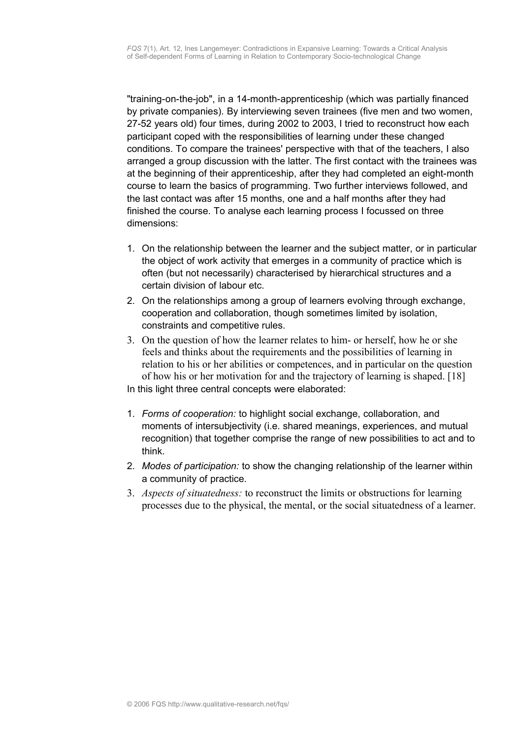"training-on-the-job", in a 14-month-apprenticeship (which was partially financed by private companies). By interviewing seven trainees (five men and two women, 27-52 years old) four times, during 2002 to 2003, I tried to reconstruct how each participant coped with the responsibilities of learning under these changed conditions. To compare the trainees' perspective with that of the teachers, I also arranged a group discussion with the latter. The first contact with the trainees was at the beginning of their apprenticeship, after they had completed an eight-month course to learn the basics of programming. Two further interviews followed, and the last contact was after 15 months, one and a half months after they had finished the course. To analyse each learning process I focussed on three dimensions:

1. On the relationship between the learner and the subject matter, or in particular the object of work activity that emerges in a community of practice which is often (but not necessarily) characterised by hierarchical structures and a certain division of labour etc.
2. On the relationships among a group of learners evolving through exchange, cooperation and collaboration, though sometimes limited by isolation, constraints and competitive rules.
3. On the question of how the learner relates to him- or herself, how he or she feels and thinks about the requirements and the possibilities of learning in relation to his or her abilities or competences, and in particular on the question of how his or her motivation for and the trajectory of learning is shaped. [18]

In this light three central concepts were elaborated:

1. *Forms of cooperation:* to highlight social exchange, collaboration, and moments of intersubjectivity (i.e. shared meanings, experiences, and mutual recognition) that together comprise the range of new possibilities to act and to think.
2. *Modes of participation:* to show the changing relationship of the learner within a community of practice.
3. *Aspects of situatedness:* to reconstruct the limits or obstructions for learning processes due to the physical, the mental, or the social situatedness of a learner.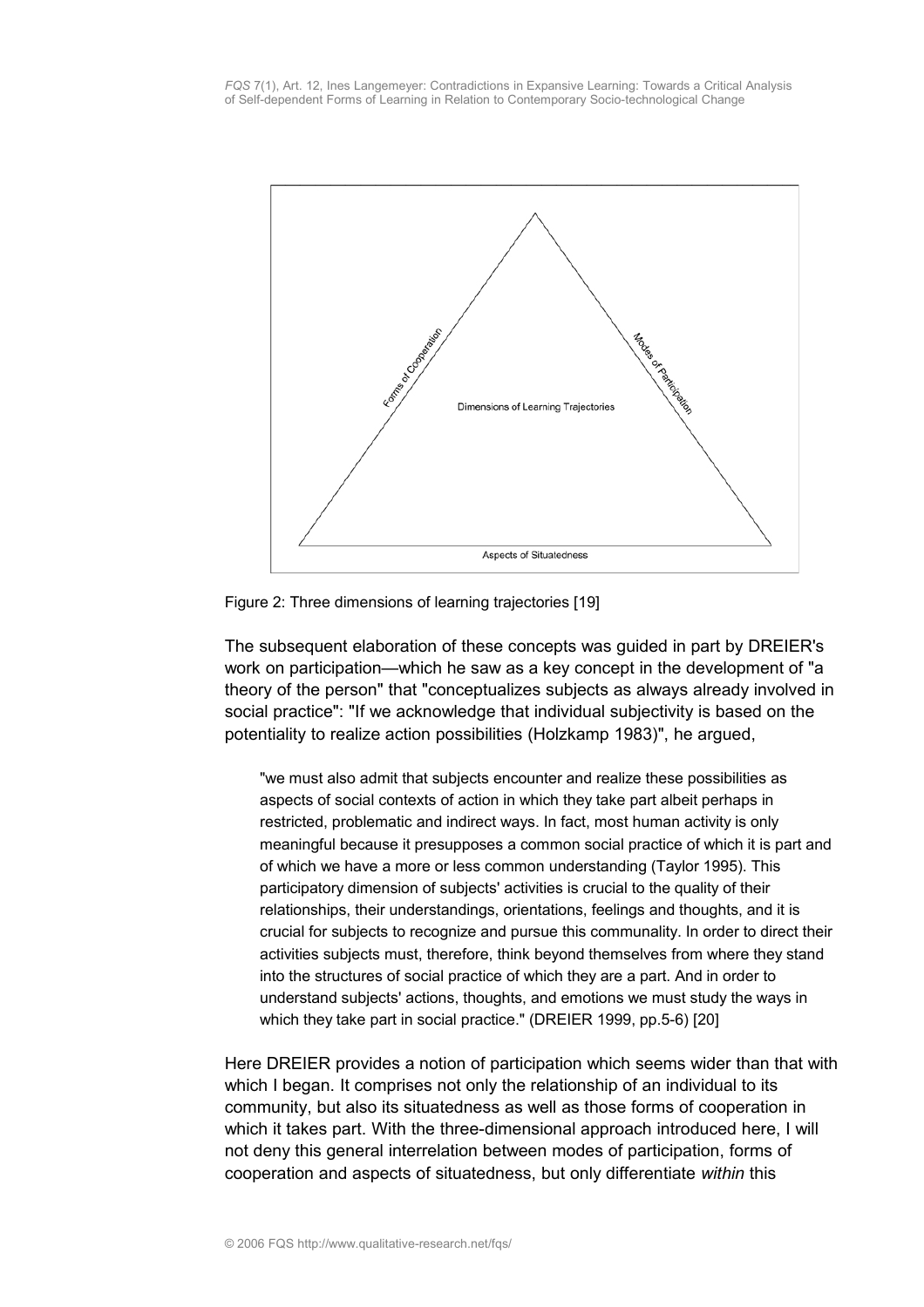Figure 2: Three dimensions of learning trajectories [19]

The subsequent elaboration of these concepts was guided in part by DREIER's work on participation—which he saw as a key concept in the development of "a theory of the person" that "conceptualizes subjects as always already involved in social practice": "If we acknowledge that individual subjectivity is based on the potentiality to realize action possibilities (Holzkamp 1983)", he argued,

> "we must also admit that subjects encounter and realize these possibilities as aspects of social contexts of action in which they take part albeit perhaps in restricted, problematic and indirect ways. In fact, most human activity is only meaningful because it presupposes a common social practice of which it is part and of which we have a more or less common understanding (Taylor 1995). This participatory dimension of subjects' activities is crucial to the quality of their relationships, their understandings, orientations, feelings and thoughts, and it is crucial for subjects to recognize and pursue this communality. In order to direct their activities subjects must, therefore, think beyond themselves from where they stand into the structures of social practice of which they are a part. And in order to understand subjects' actions, thoughts, and emotions we must study the ways in which they take part in social practice." (DREIER 1999, pp.5-6) [20]

Here DREIER provides a notion of participation which seems wider than that with which I began. It comprises not only the relationship of an individual to its community, but also its situatedness as well as those forms of cooperation in which it takes part. With the three-dimensional approach introduced here, I will not deny this general interrelation between modes of participation, forms of cooperation and aspects of situatedness, but only differentiate *within* this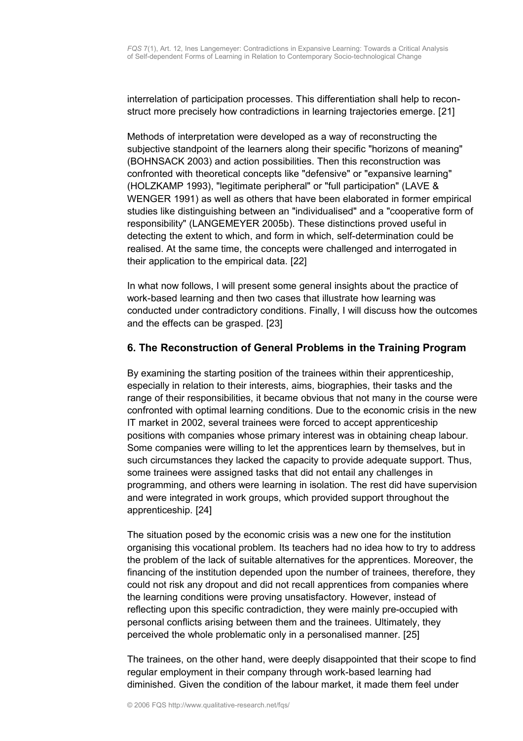interrelation of participation processes. This differentiation shall help to reconstruct more precisely how contradictions in learning trajectories emerge. [21]

Methods of interpretation were developed as a way of reconstructing the subjective standpoint of the learners along their specific "horizons of meaning" (BOHNSACK 2003) and action possibilities. Then this reconstruction was confronted with theoretical concepts like "defensive" or "expansive learning" (HOLZKAMP 1993), "legitimate peripheral" or "full participation" (LAVE & WENGER 1991) as well as others that have been elaborated in former empirical studies like distinguishing between an "individualised" and a "cooperative form of responsibility" (LANGEMEYER 2005b). These distinctions proved useful in detecting the extent to which, and form in which, self-determination could be realised. At the same time, the concepts were challenged and interrogated in their application to the empirical data. [22]

In what now follows, I will present some general insights about the practice of work-based learning and then two cases that illustrate how learning was conducted under contradictory conditions. Finally, I will discuss how the outcomes and the effects can be grasped. [23]

## 6. The Reconstruction of General Problems in the Training Program

By examining the starting position of the trainees within their apprenticeship, especially in relation to their interests, aims, biographies, their tasks and the range of their responsibilities, it became obvious that not many in the course were confronted with optimal learning conditions. Due to the economic crisis in the new IT market in 2002, several trainees were forced to accept apprenticeship positions with companies whose primary interest was in obtaining cheap labour. Some companies were willing to let the apprentices learn by themselves, but in such circumstances they lacked the capacity to provide adequate support. Thus, some trainees were assigned tasks that did not entail any challenges in programming, and others were learning in isolation. The rest did have supervision and were integrated in work groups, which provided support throughout the apprenticeship. [24]

The situation posed by the economic crisis was a new one for the institution organising this vocational problem. Its teachers had no idea how to try to address the problem of the lack of suitable alternatives for the apprentices. Moreover, the financing of the institution depended upon the number of trainees, therefore, they could not risk any dropout and did not recall apprentices from companies where the learning conditions were proving unsatisfactory. However, instead of reflecting upon this specific contradiction, they were mainly pre-occupied with personal conflicts arising between them and the trainees. Ultimately, they perceived the whole problematic only in a personalised manner. [25]

The trainees, on the other hand, were deeply disappointed that their scope to find regular employment in their company through work-based learning had diminished. Given the condition of the labour market, it made them feel under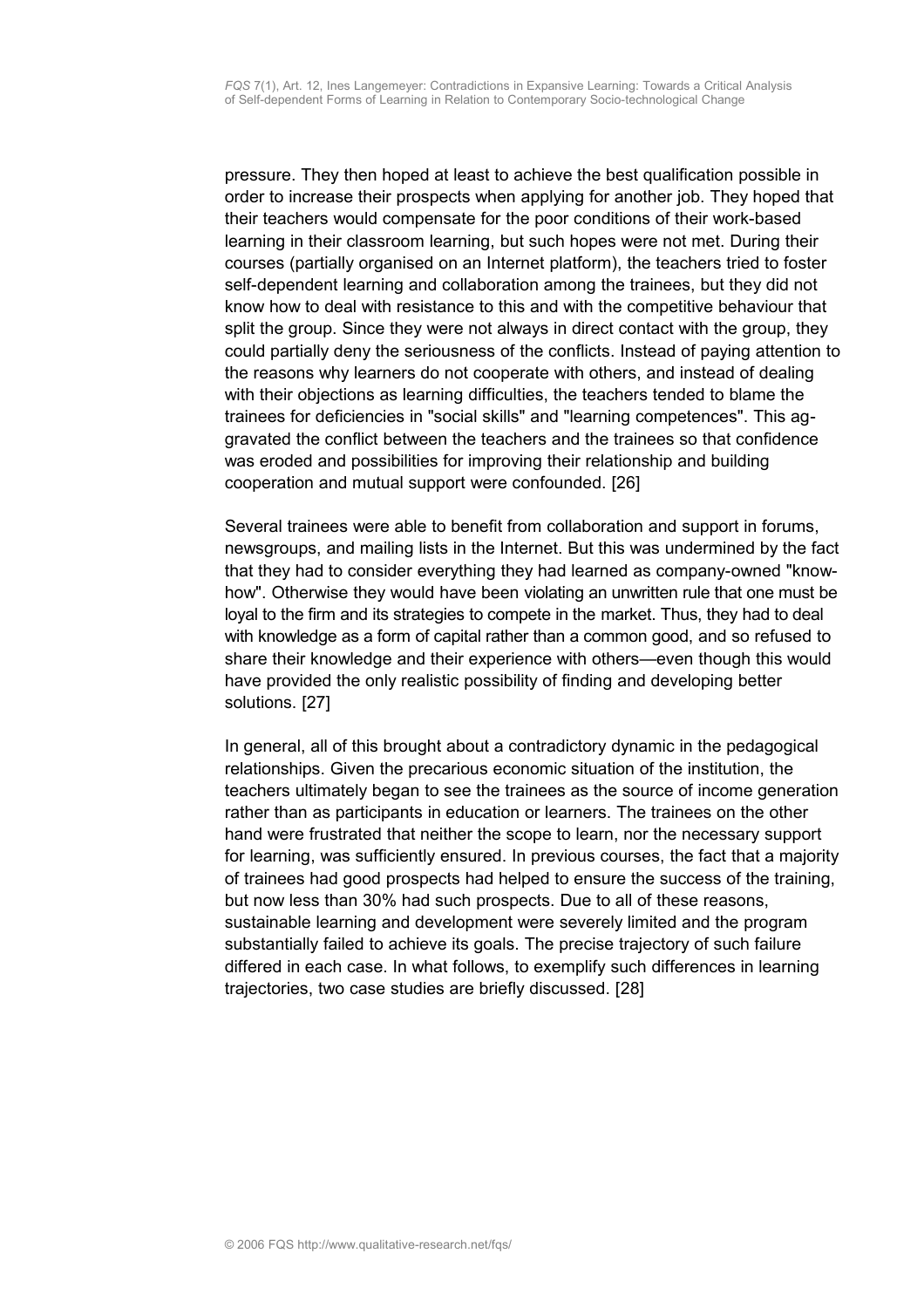pressure. They then hoped at least to achieve the best qualification possible in order to increase their prospects when applying for another job. They hoped that their teachers would compensate for the poor conditions of their work-based learning in their classroom learning, but such hopes were not met. During their courses (partially organised on an Internet platform), the teachers tried to foster self-dependent learning and collaboration among the trainees, but they did not know how to deal with resistance to this and with the competitive behaviour that split the group. Since they were not always in direct contact with the group, they could partially deny the seriousness of the conflicts. Instead of paying attention to the reasons why learners do not cooperate with others, and instead of dealing with their objections as learning difficulties, the teachers tended to blame the trainees for deficiencies in "social skills" and "learning competences". This aggravated the conflict between the teachers and the trainees so that confidence was eroded and possibilities for improving their relationship and building cooperation and mutual support were confounded. [26]

Several trainees were able to benefit from collaboration and support in forums, newsgroups, and mailing lists in the Internet. But this was undermined by the fact that they had to consider everything they had learned as company-owned "know-how". Otherwise they would have been violating an unwritten rule that one must be loyal to the firm and its strategies to compete in the market. Thus, they had to deal with knowledge as a form of capital rather than a common good, and so refused to share their knowledge and their experience with others—even though this would have provided the only realistic possibility of finding and developing better solutions. [27]

In general, all of this brought about a contradictory dynamic in the pedagogical relationships. Given the precarious economic situation of the institution, the teachers ultimately began to see the trainees as the source of income generation rather than as participants in education or learners. The trainees on the other hand were frustrated that neither the scope to learn, nor the necessary support for learning, was sufficiently ensured. In previous courses, the fact that a majority of trainees had good prospects had helped to ensure the success of the training, but now less than 30% had such prospects. Due to all of these reasons, sustainable learning and development were severely limited and the program substantially failed to achieve its goals. The precise trajectory of such failure differed in each case. In what follows, to exemplify such differences in learning trajectories, two case studies are briefly discussed. [28]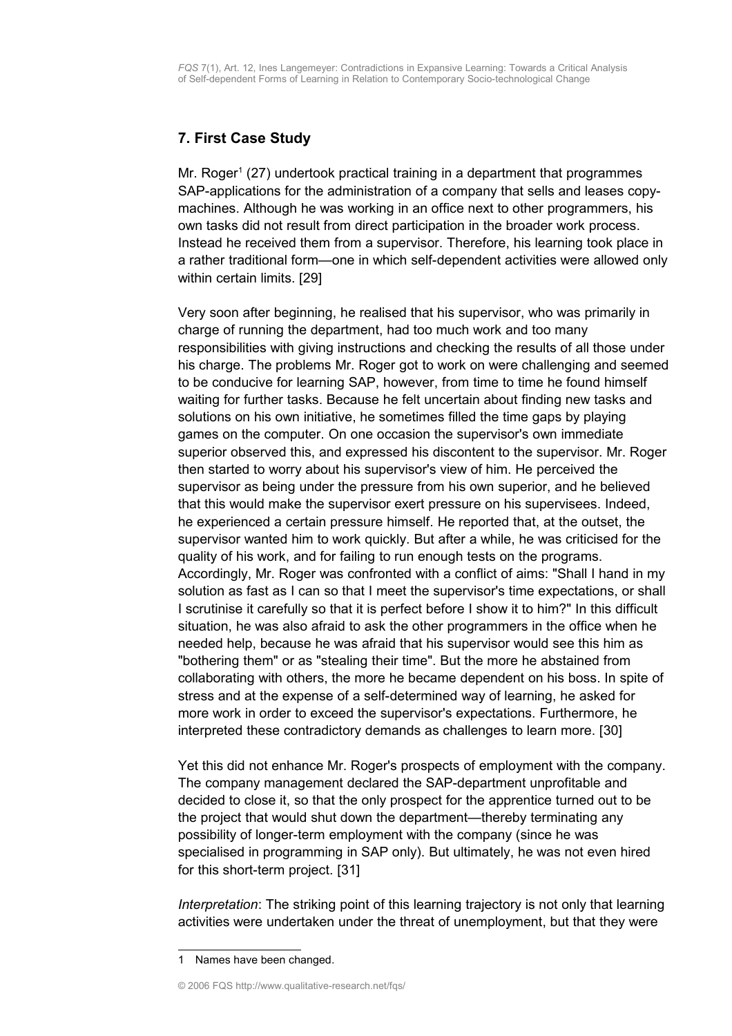## 7. First Case Study

Mr. Roger[1] (27) undertook practical training in a department that programmes SAP-applications for the administration of a company that sells and leases copy-machines. Although he was working in an office next to other programmers, his own tasks did not result from direct participation in the broader work process. Instead he received them from a supervisor. Therefore, his learning took place in a rather traditional form—one in which self-dependent activities were allowed only within certain limits. [29]

Very soon after beginning, he realised that his supervisor, who was primarily in charge of running the department, had too much work and too many responsibilities with giving instructions and checking the results of all those under his charge. The problems Mr. Roger got to work on were challenging and seemed to be conducive for learning SAP, however, from time to time he found himself waiting for further tasks. Because he felt uncertain about finding new tasks and solutions on his own initiative, he sometimes filled the time gaps by playing games on the computer. On one occasion the supervisor's own immediate superior observed this, and expressed his discontent to the supervisor. Mr. Roger then started to worry about his supervisor's view of him. He perceived the supervisor as being under the pressure from his own superior, and he believed that this would make the supervisor exert pressure on his supervisees. Indeed, he experienced a certain pressure himself. He reported that, at the outset, the supervisor wanted him to work quickly. But after a while, he was criticised for the quality of his work, and for failing to run enough tests on the programs. Accordingly, Mr. Roger was confronted with a conflict of aims: "Shall I hand in my solution as fast as I can so that I meet the supervisor's time expectations, or shall I scrutinise it carefully so that it is perfect before I show it to him?" In this difficult situation, he was also afraid to ask the other programmers in the office when he needed help, because he was afraid that his supervisor would see this him as "bothering them" or as "stealing their time". But the more he abstained from collaborating with others, the more he became dependent on his boss. In spite of stress and at the expense of a self-determined way of learning, he asked for more work in order to exceed the supervisor's expectations. Furthermore, he interpreted these contradictory demands as challenges to learn more. [30]

Yet this did not enhance Mr. Roger's prospects of employment with the company. The company management declared the SAP-department unprofitable and decided to close it, so that the only prospect for the apprentice turned out to be the project that would shut down the department—thereby terminating any possibility of longer-term employment with the company (since he was specialised in programming in SAP only). But ultimately, he was not even hired for this short-term project. [31]

*Interpretation*: The striking point of this learning trajectory is not only that learning activities were undertaken under the threat of unemployment, but that they were

---

1 Names have been changed.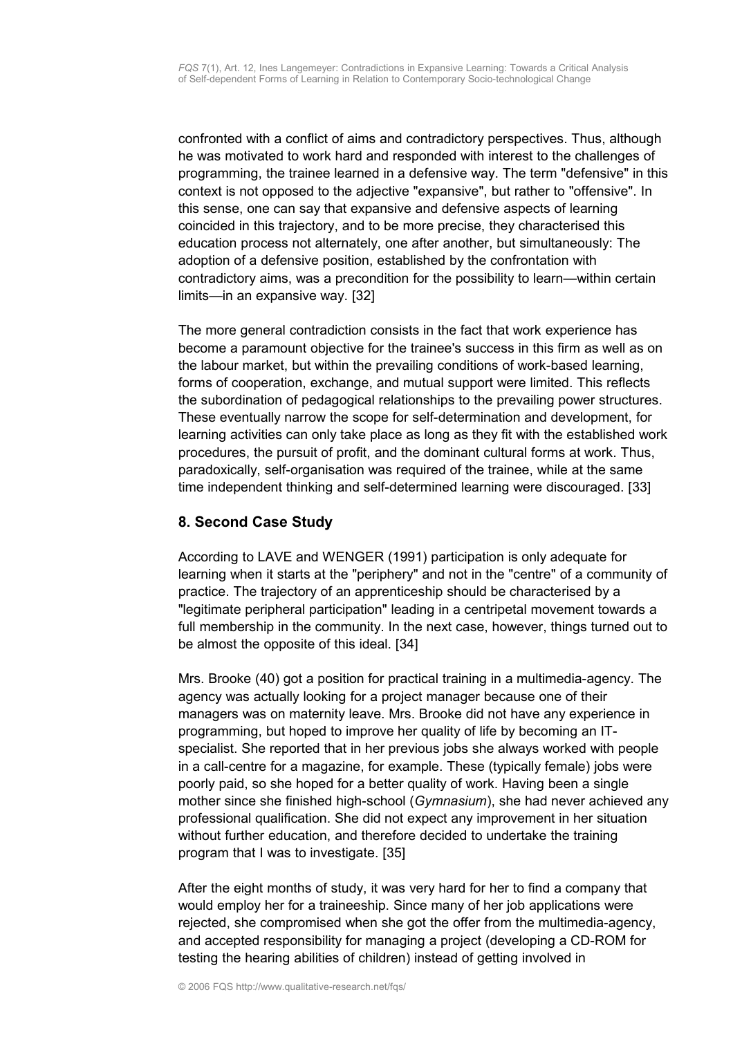confronted with a conflict of aims and contradictory perspectives. Thus, although he was motivated to work hard and responded with interest to the challenges of programming, the trainee learned in a defensive way. The term "defensive" in this context is not opposed to the adjective "expansive", but rather to "offensive". In this sense, one can say that expansive and defensive aspects of learning coincided in this trajectory, and to be more precise, they characterised this education process not alternately, one after another, but simultaneously: The adoption of a defensive position, established by the confrontation with contradictory aims, was a precondition for the possibility to learn—within certain limits—in an expansive way. [32]

The more general contradiction consists in the fact that work experience has become a paramount objective for the trainee's success in this firm as well as on the labour market, but within the prevailing conditions of work-based learning, forms of cooperation, exchange, and mutual support were limited. This reflects the subordination of pedagogical relationships to the prevailing power structures. These eventually narrow the scope for self-determination and development, for learning activities can only take place as long as they fit with the established work procedures, the pursuit of profit, and the dominant cultural forms at work. Thus, paradoxically, self-organisation was required of the trainee, while at the same time independent thinking and self-determined learning were discouraged. [33]

## 8. Second Case Study

According to LAVE and WENGER (1991) participation is only adequate for learning when it starts at the "periphery" and not in the "centre" of a community of practice. The trajectory of an apprenticeship should be characterised by a "legitimate peripheral participation" leading in a centripetal movement towards a full membership in the community. In the next case, however, things turned out to be almost the opposite of this ideal. [34]

Mrs. Brooke (40) got a position for practical training in a multimedia-agency. The agency was actually looking for a project manager because one of their managers was on maternity leave. Mrs. Brooke did not have any experience in programming, but hoped to improve her quality of life by becoming an IT-specialist. She reported that in her previous jobs she always worked with people in a call-centre for a magazine, for example. These (typically female) jobs were poorly paid, so she hoped for a better quality of work. Having been a single mother since she finished high-school (*Gymnasium*), she had never achieved any professional qualification. She did not expect any improvement in her situation without further education, and therefore decided to undertake the training program that I was to investigate. [35]

After the eight months of study, it was very hard for her to find a company that would employ her for a traineeship. Since many of her job applications were rejected, she compromised when she got the offer from the multimedia-agency, and accepted responsibility for managing a project (developing a CD-ROM for testing the hearing abilities of children) instead of getting involved in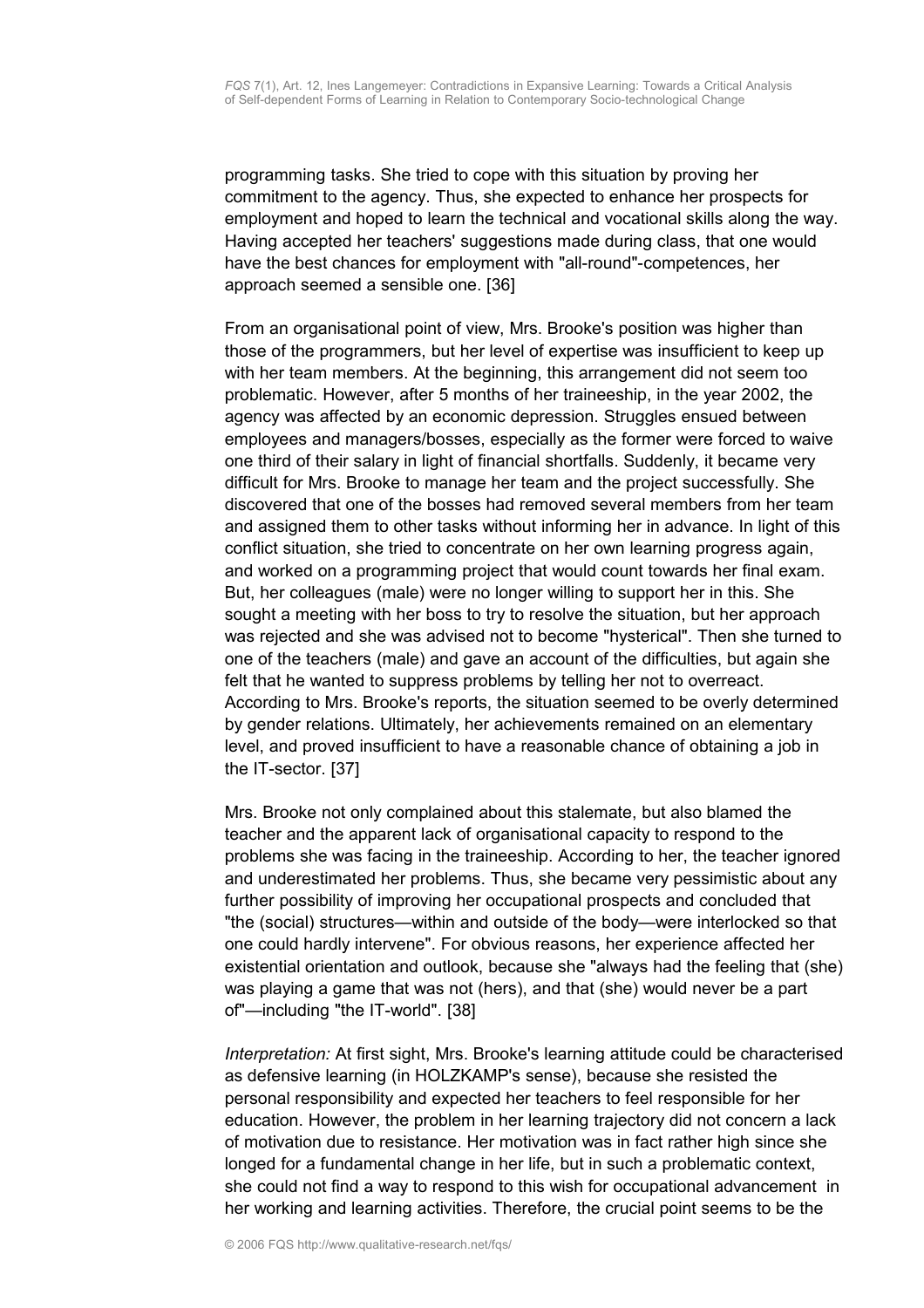programming tasks. She tried to cope with this situation by proving her commitment to the agency. Thus, she expected to enhance her prospects for employment and hoped to learn the technical and vocational skills along the way. Having accepted her teachers' suggestions made during class, that one would have the best chances for employment with "all-round"-competences, her approach seemed a sensible one. [36]

From an organisational point of view, Mrs. Brooke's position was higher than those of the programmers, but her level of expertise was insufficient to keep up with her team members. At the beginning, this arrangement did not seem too problematic. However, after 5 months of her traineeship, in the year 2002, the agency was affected by an economic depression. Struggles ensued between employees and managers/bosses, especially as the former were forced to waive one third of their salary in light of financial shortfalls. Suddenly, it became very difficult for Mrs. Brooke to manage her team and the project successfully. She discovered that one of the bosses had removed several members from her team and assigned them to other tasks without informing her in advance. In light of this conflict situation, she tried to concentrate on her own learning progress again, and worked on a programming project that would count towards her final exam. But, her colleagues (male) were no longer willing to support her in this. She sought a meeting with her boss to try to resolve the situation, but her approach was rejected and she was advised not to become "hysterical". Then she turned to one of the teachers (male) and gave an account of the difficulties, but again she felt that he wanted to suppress problems by telling her not to overreact. According to Mrs. Brooke's reports, the situation seemed to be overly determined by gender relations. Ultimately, her achievements remained on an elementary level, and proved insufficient to have a reasonable chance of obtaining a job in the IT-sector. [37]

Mrs. Brooke not only complained about this stalemate, but also blamed the teacher and the apparent lack of organisational capacity to respond to the problems she was facing in the traineeship. According to her, the teacher ignored and underestimated her problems. Thus, she became very pessimistic about any further possibility of improving her occupational prospects and concluded that "the (social) structures—within and outside of the body—were interlocked so that one could hardly intervene". For obvious reasons, her experience affected her existential orientation and outlook, because she "always had the feeling that (she) was playing a game that was not (hers), and that (she) would never be a part of"—including "the IT-world". [38]

*Interpretation:* At first sight, Mrs. Brooke's learning attitude could be characterised as defensive learning (in HOLZKAMP's sense), because she resisted the personal responsibility and expected her teachers to feel responsible for her education. However, the problem in her learning trajectory did not concern a lack of motivation due to resistance. Her motivation was in fact rather high since she longed for a fundamental change in her life, but in such a problematic context, she could not find a way to respond to this wish for occupational advancement in her working and learning activities. Therefore, the crucial point seems to be the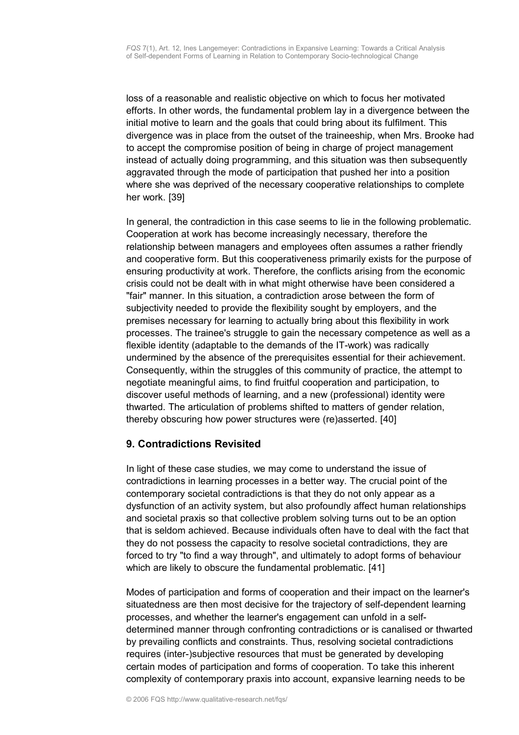loss of a reasonable and realistic objective on which to focus her motivated efforts. In other words, the fundamental problem lay in a divergence between the initial motive to learn and the goals that could bring about its fulfilment. This divergence was in place from the outset of the traineeship, when Mrs. Brooke had to accept the compromise position of being in charge of project management instead of actually doing programming, and this situation was then subsequently aggravated through the mode of participation that pushed her into a position where she was deprived of the necessary cooperative relationships to complete her work. [39]

In general, the contradiction in this case seems to lie in the following problematic. Cooperation at work has become increasingly necessary, therefore the relationship between managers and employees often assumes a rather friendly and cooperative form. But this cooperativeness primarily exists for the purpose of ensuring productivity at work. Therefore, the conflicts arising from the economic crisis could not be dealt with in what might otherwise have been considered a "fair" manner. In this situation, a contradiction arose between the form of subjectivity needed to provide the flexibility sought by employers, and the premises necessary for learning to actually bring about this flexibility in work processes. The trainee's struggle to gain the necessary competence as well as a flexible identity (adaptable to the demands of the IT-work) was radically undermined by the absence of the prerequisites essential for their achievement. Consequently, within the struggles of this community of practice, the attempt to negotiate meaningful aims, to find fruitful cooperation and participation, to discover useful methods of learning, and a new (professional) identity were thwarted. The articulation of problems shifted to matters of gender relation, thereby obscuring how power structures were (re)asserted. [40]

## 9. Contradictions Revisited

In light of these case studies, we may come to understand the issue of contradictions in learning processes in a better way. The crucial point of the contemporary societal contradictions is that they do not only appear as a dysfunction of an activity system, but also profoundly affect human relationships and societal praxis so that collective problem solving turns out to be an option that is seldom achieved. Because individuals often have to deal with the fact that they do not possess the capacity to resolve societal contradictions, they are forced to try "to find a way through", and ultimately to adopt forms of behaviour which are likely to obscure the fundamental problematic. [41]

Modes of participation and forms of cooperation and their impact on the learner's situatedness are then most decisive for the trajectory of self-dependent learning processes, and whether the learner's engagement can unfold in a self-determined manner through confronting contradictions or is canalised or thwarted by prevailing conflicts and constraints. Thus, resolving societal contradictions requires (inter-)subjective resources that must be generated by developing certain modes of participation and forms of cooperation. To take this inherent complexity of contemporary praxis into account, expansive learning needs to be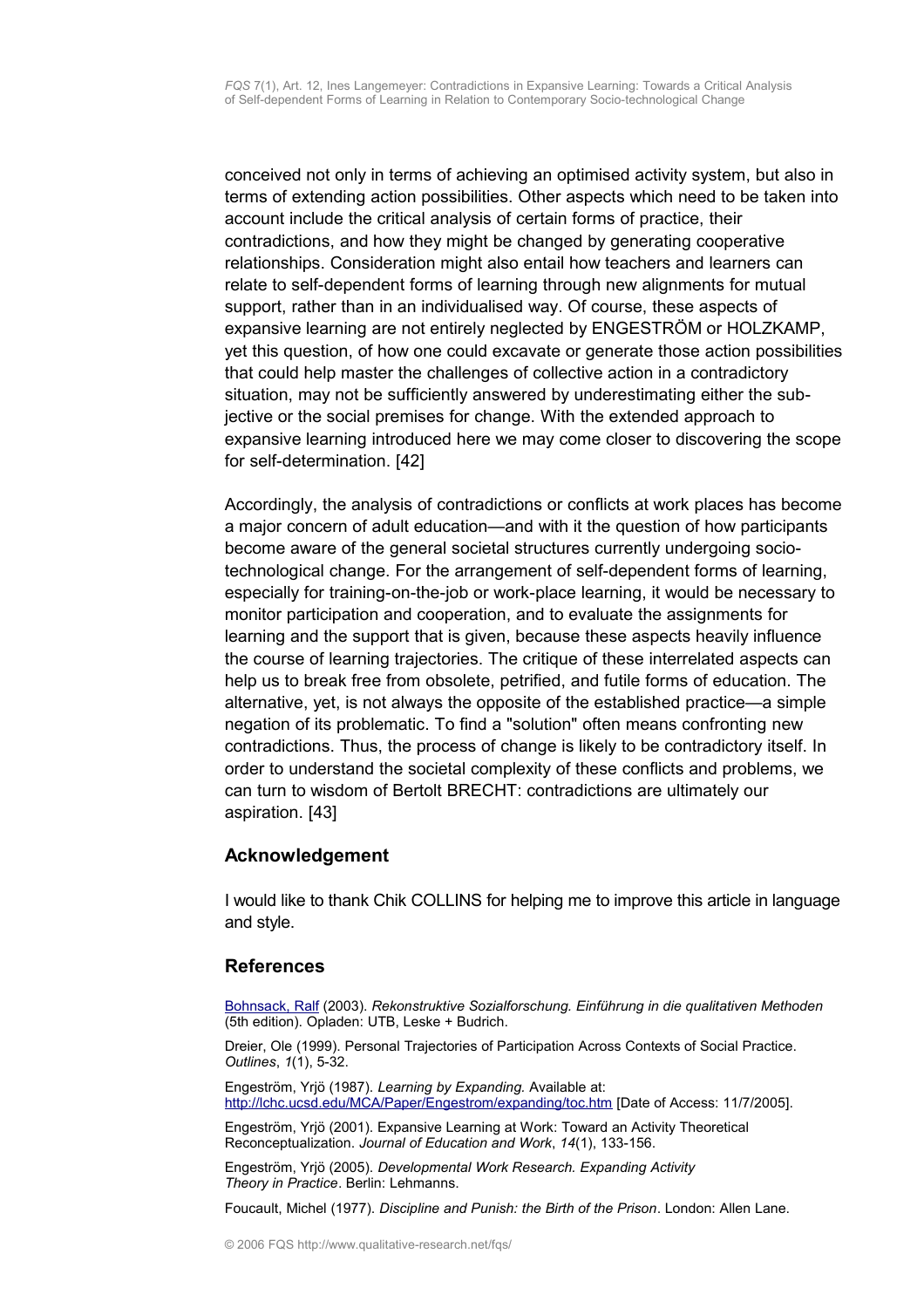conceived not only in terms of achieving an optimised activity system, but also in terms of extending action possibilities. Other aspects which need to be taken into account include the critical analysis of certain forms of practice, their contradictions, and how they might be changed by generating cooperative relationships. Consideration might also entail how teachers and learners can relate to self-dependent forms of learning through new alignments for mutual support, rather than in an individualised way. Of course, these aspects of expansive learning are not entirely neglected by ENGESTRÖM or HOLZKAMP, yet this question, of how one could excavate or generate those action possibilities that could help master the challenges of collective action in a contradictory situation, may not be sufficiently answered by underestimating either the subjective or the social premises for change. With the extended approach to expansive learning introduced here we may come closer to discovering the scope for self-determination. [42]

Accordingly, the analysis of contradictions or conflicts at work places has become a major concern of adult education—and with it the question of how participants become aware of the general societal structures currently undergoing socio-technological change. For the arrangement of self-dependent forms of learning, especially for training-on-the-job or work-place learning, it would be necessary to monitor participation and cooperation, and to evaluate the assignments for learning and the support that is given, because these aspects heavily influence the course of learning trajectories. The critique of these interrelated aspects can help us to break free from obsolete, petrified, and futile forms of education. The alternative, yet, is not always the opposite of the established practice—a simple negation of its problematic. To find a "solution" often means confronting new contradictions. Thus, the process of change is likely to be contradictory itself. In order to understand the societal complexity of these conflicts and problems, we can turn to wisdom of Bertolt BRECHT: contradictions are ultimately our aspiration. [43]

## Acknowledgement

I would like to thank Chik COLLINS for helping me to improve this article in language and style.

## References

Bohnsack, Ralf (2003). *Rekonstruktive Sozialforschung. Einführung in die qualitativen Methoden* (5th edition). Opladen: UTB, Leske + Budrich.

Dreier, Ole (1999). Personal Trajectories of Participation Across Contexts of Social Practice. *Outlines*, *1*(1), 5-32.

Engeström, Yrjö (1987). *Learning by Expanding.* Available at: http://lchc.ucsd.edu/MCA/Paper/Engestrom/expanding/toc.htm [Date of Access: 11/7/2005].

Engeström, Yrjö (2001). Expansive Learning at Work: Toward an Activity Theoretical Reconceptualization. *Journal of Education and Work*, *14*(1), 133-156.

Engeström, Yrjö (2005). *Developmental Work Research. Expanding Activity Theory in Practice*. Berlin: Lehmanns.

Foucault, Michel (1977). *Discipline and Punish: the Birth of the Prison*. London: Allen Lane.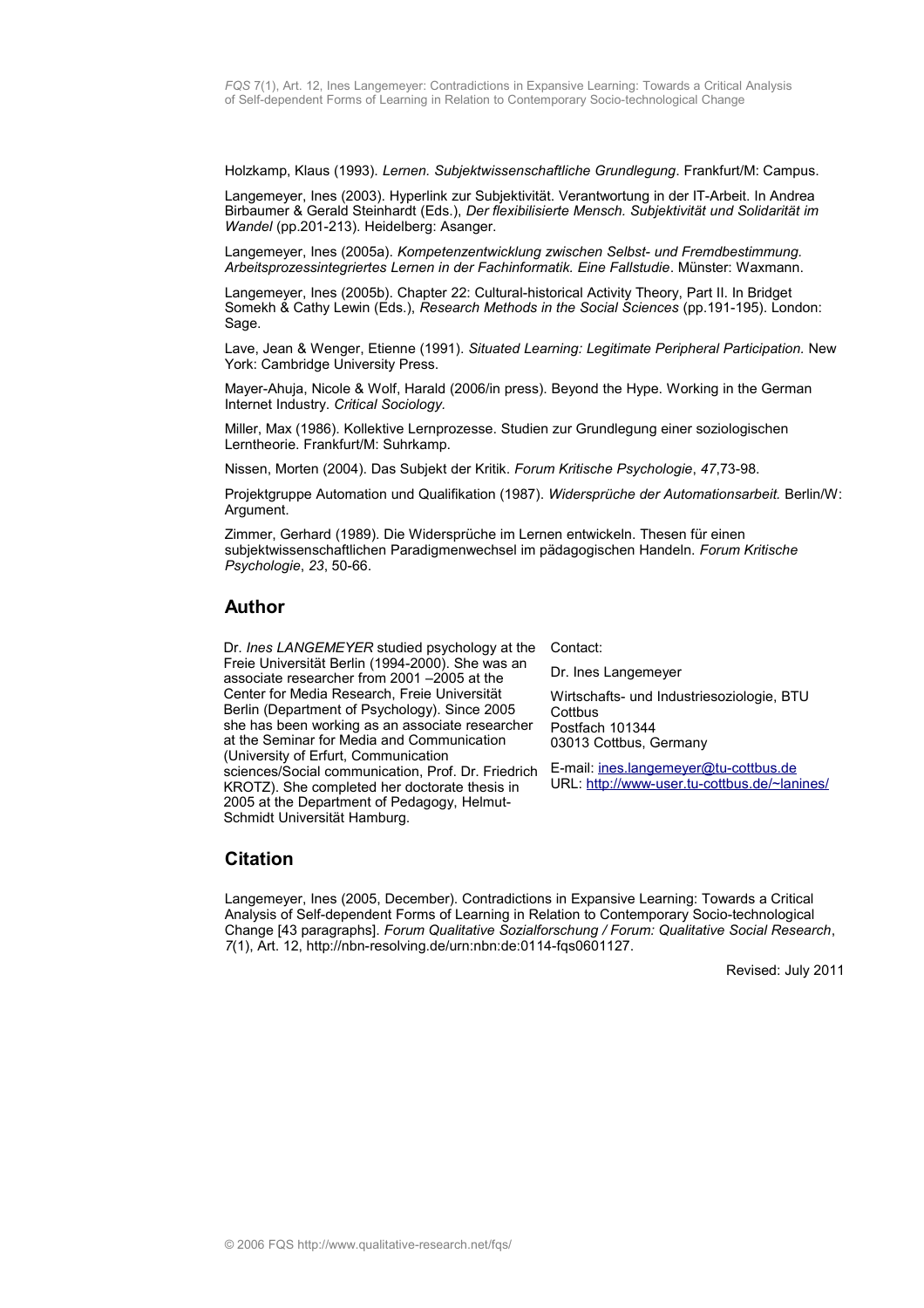Holzkamp, Klaus (1993). *Lernen. Subjektwissenschaftliche Grundlegung*. Frankfurt/M: Campus.

Langemeyer, Ines (2003). Hyperlink zur Subjektivität. Verantwortung in der IT-Arbeit. In Andrea Birbaumer & Gerald Steinhardt (Eds.), *Der flexibilisierte Mensch. Subjektivität und Solidarität im Wandel* (pp.201-213). Heidelberg: Asanger.

Langemeyer, Ines (2005a). *Kompetenzentwicklung zwischen Selbst- und Fremdbestimmung. Arbeitsprozessintegriertes Lernen in der Fachinformatik. Eine Fallstudie*. Münster: Waxmann.

Langemeyer, Ines (2005b). Chapter 22: Cultural-historical Activity Theory, Part II. In Bridget Somekh & Cathy Lewin (Eds.), *Research Methods in the Social Sciences* (pp.191-195). London: Sage.

Lave, Jean & Wenger, Etienne (1991). *Situated Learning: Legitimate Peripheral Participation.* New York: Cambridge University Press.

Mayer-Ahuja, Nicole & Wolf, Harald (2006/in press). Beyond the Hype. Working in the German Internet Industry. *Critical Sociology.*

Miller, Max (1986). Kollektive Lernprozesse. Studien zur Grundlegung einer soziologischen Lerntheorie. Frankfurt/M: Suhrkamp.

Nissen, Morten (2004). Das Subjekt der Kritik. *Forum Kritische Psychologie*, *47*,73-98.

Projektgruppe Automation und Qualifikation (1987). *Widersprüche der Automationsarbeit.* Berlin/W: Argument.

Zimmer, Gerhard (1989). Die Widersprüche im Lernen entwickeln. Thesen für einen subjektwissenschaftlichen Paradigmenwechsel im pädagogischen Handeln. *Forum Kritische Psychologie*, *23*, 50-66.

## Author

Dr. *Ines LANGEMEYER* studied psychology at the Freie Universität Berlin (1994-2000). She was an associate researcher from 2001 –2005 at the Center for Media Research, Freie Universität Berlin (Department of Psychology). Since 2005 she has been working as an associate researcher at the Seminar for Media and Communication (University of Erfurt, Communication sciences/Social communication, Prof. Dr. Friedrich KROTZ). She completed her doctorate thesis in 2005 at the Department of Pedagogy, Helmut-Schmidt Universität Hamburg.

Contact:

Dr. Ines Langemeyer

Wirtschafts- und Industriesoziologie, BTU Cottbus
Postfach 101344
03013 Cottbus, Germany

E-mail: ines.langemeyer@tu-cottbus.de
URL: http://www-user.tu-cottbus.de/~lanines/

## Citation

Langemeyer, Ines (2005, December). Contradictions in Expansive Learning: Towards a Critical Analysis of Self-dependent Forms of Learning in Relation to Contemporary Socio-technological Change [43 paragraphs]. *Forum Qualitative Sozialforschung / Forum: Qualitative Social Research*, *7*(1), Art. 12, http://nbn-resolving.de/urn:nbn:de:0114-fqs0601127.

Revised: July 2011